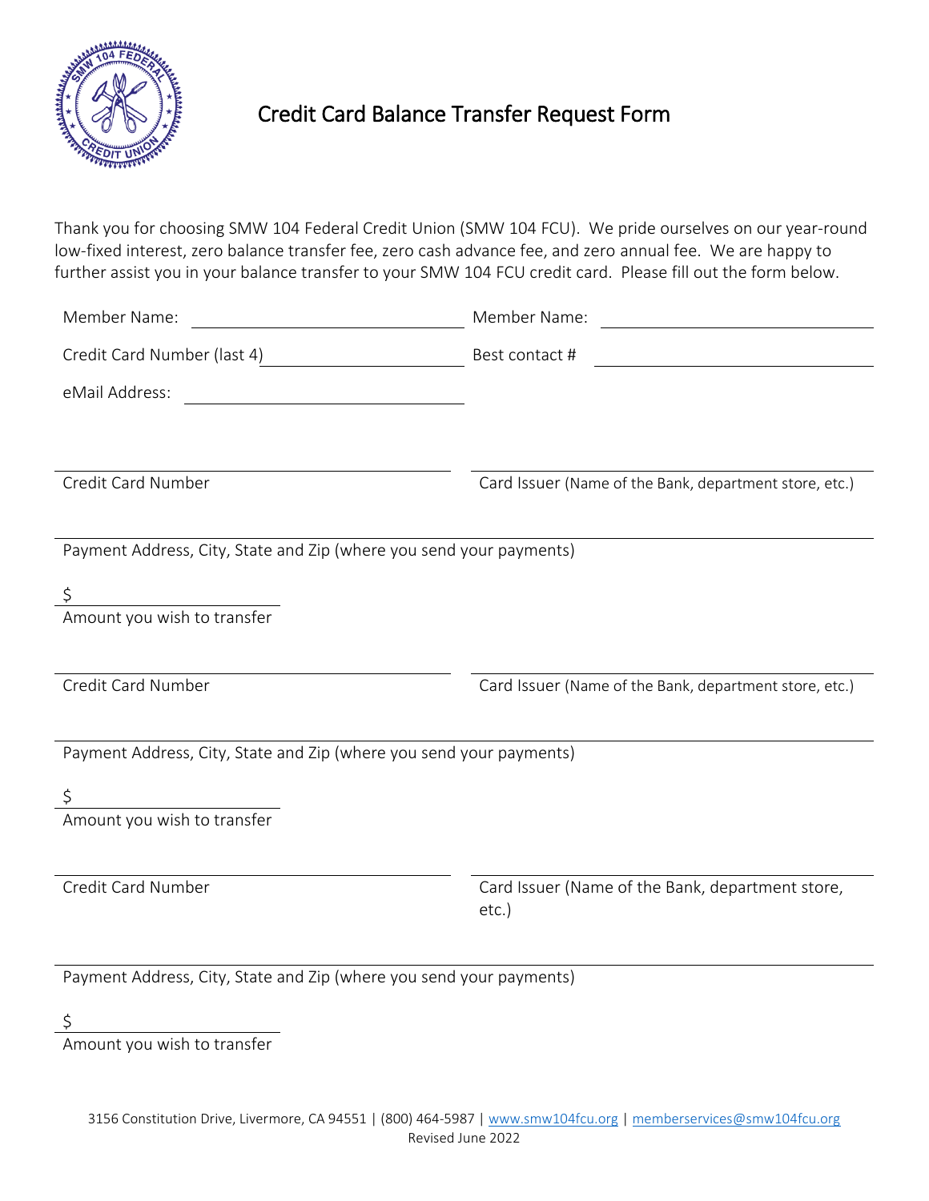# Credit Card Balance Transfer Request Form

Thank you for choosing SMW 104 Federal Credit Union (SMW 104 FCU). We pride ourselves on our year-round low-fixed interest, zero balance transfer fee, zero cash advance fee, and zero annual fee. We are happy to further assist you in your balance transfer to your SMW 104 FCU credit card. Please fill out the form below.

Member Name: ______________________ Member Name: ______________________

Credit Card Number (last 4) ______________________ Best contact # ______________________

eMail Address: ______________________

______________________ ______________________

Credit Card Number | Card Issuer (Name of the Bank, department store, etc.)

______________________

Payment Address, City, State and Zip (where you send your payments)

$ ______________

Amount you wish to transfer

______________________ ______________________

Credit Card Number | Card Issuer (Name of the Bank, department store, etc.)

______________________

Payment Address, City, State and Zip (where you send your payments)

$ ______________

Amount you wish to transfer

______________________ ______________________

Credit Card Number | Card Issuer (Name of the Bank, department store, etc.)

______________________

Payment Address, City, State and Zip (where you send your payments)

$ ______________

Amount you wish to transfer

3156 Constitution Drive, Livermore, CA 94551 | (800) 464-5987 | www.smw104fcu.org | memberservices@smw104fcu.org
Revised June 2022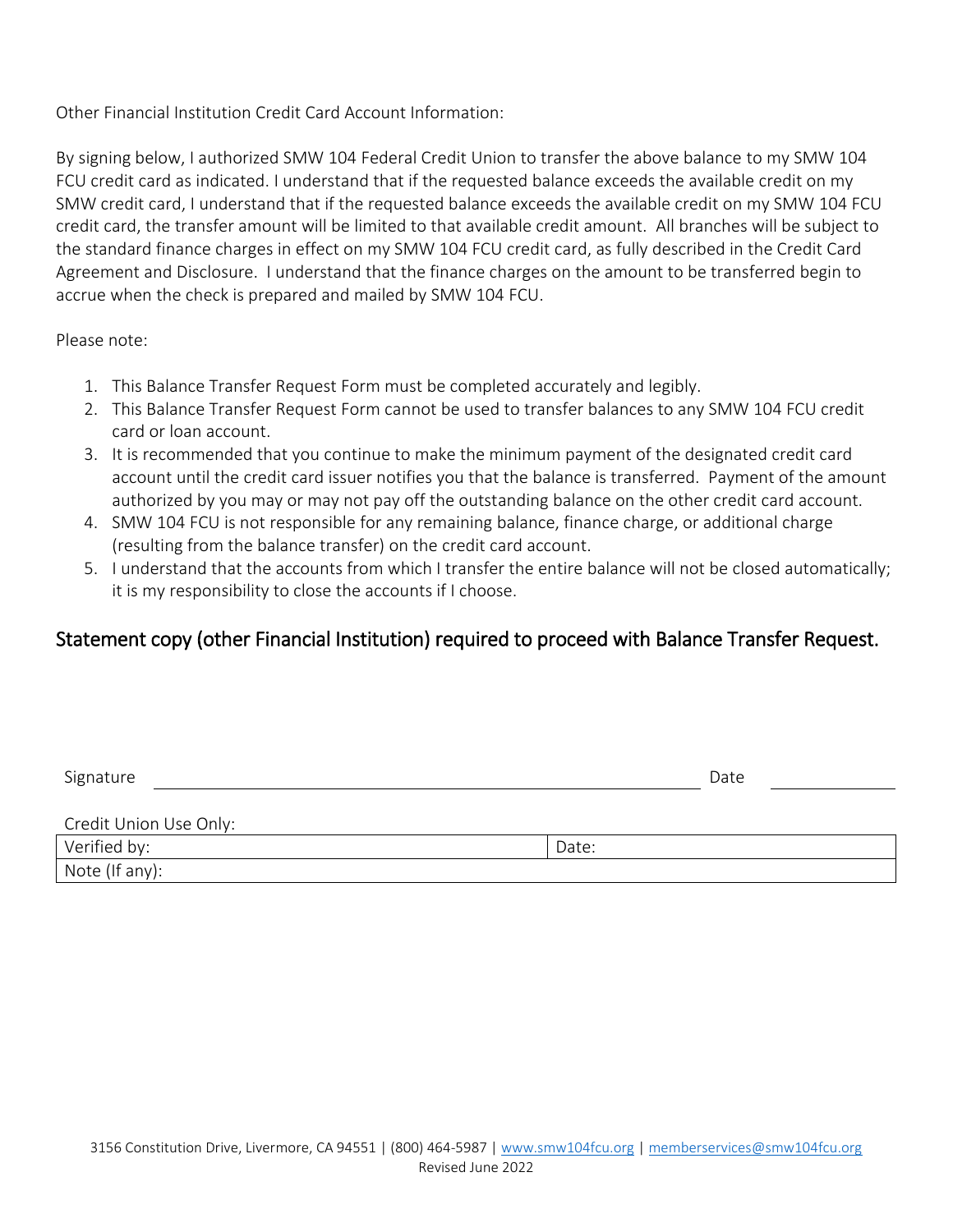Other Financial Institution Credit Card Account Information:

By signing below, I authorized SMW 104 Federal Credit Union to transfer the above balance to my SMW 104 FCU credit card as indicated. I understand that if the requested balance exceeds the available credit on my SMW credit card, I understand that if the requested balance exceeds the available credit on my SMW 104 FCU credit card, the transfer amount will be limited to that available credit amount. All branches will be subject to the standard finance charges in effect on my SMW 104 FCU credit card, as fully described in the Credit Card Agreement and Disclosure. I understand that the finance charges on the amount to be transferred begin to accrue when the check is prepared and mailed by SMW 104 FCU.

Please note:

1. This Balance Transfer Request Form must be completed accurately and legibly.
2. This Balance Transfer Request Form cannot be used to transfer balances to any SMW 104 FCU credit card or loan account.
3. It is recommended that you continue to make the minimum payment of the designated credit card account until the credit card issuer notifies you that the balance is transferred. Payment of the amount authorized by you may or may not pay off the outstanding balance on the other credit card account.
4. SMW 104 FCU is not responsible for any remaining balance, finance charge, or additional charge (resulting from the balance transfer) on the credit card account.
5. I understand that the accounts from which I transfer the entire balance will not be closed automatically; it is my responsibility to close the accounts if I choose.

## Statement copy (other Financial Institution) required to proceed with Balance Transfer Request.

Signature \_\_\_\_\_\_\_\_\_\_\_\_\_\_\_\_\_\_\_\_\_\_\_\_\_\_\_\_\_\_\_\_\_\_\_\_\_\_ Date \_\_\_\_\_\_\_\_\_\_

Credit Union Use Only:

| | |
|---|---|
| Verified by: | Date: |
| Note (If any): | |

3156 Constitution Drive, Livermore, CA 94551 | (800) 464-5987 | www.smw104fcu.org | memberservices@smw104fcu.org
Revised June 2022